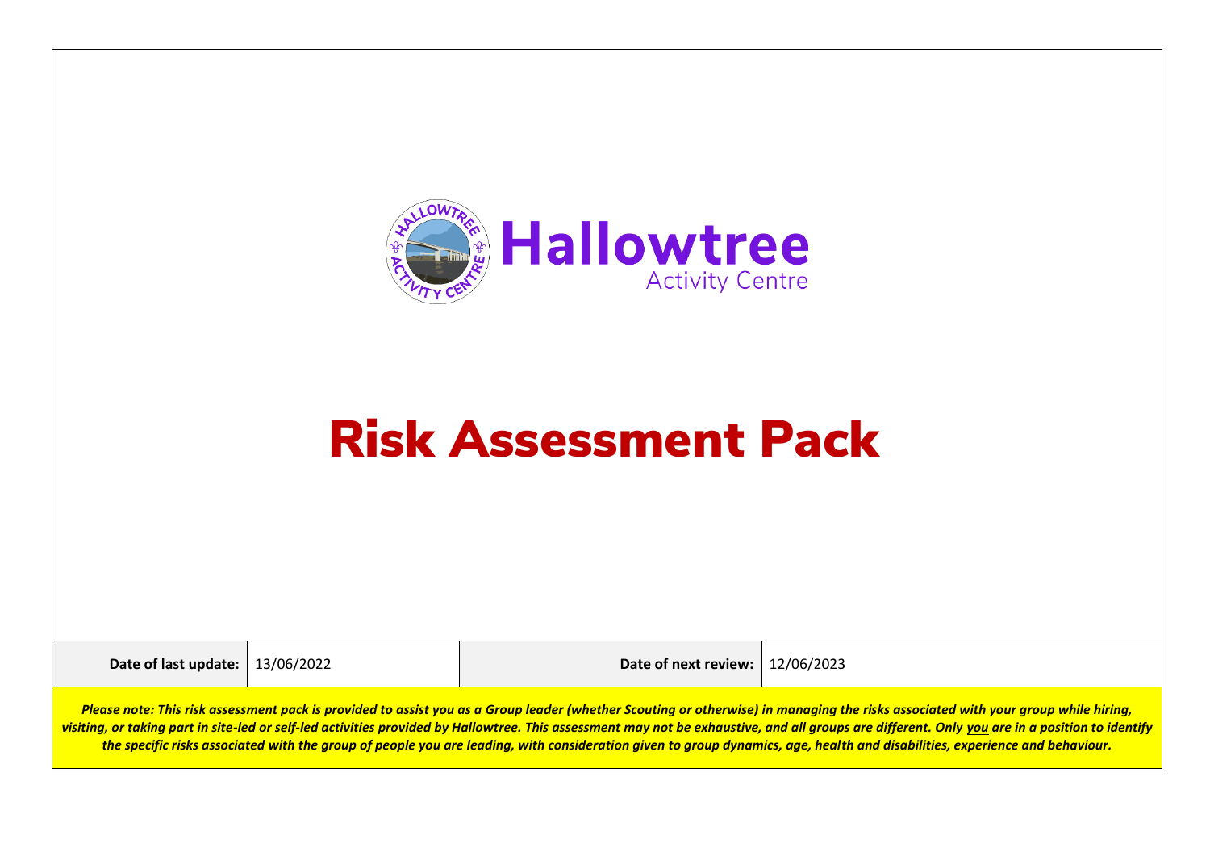Hallowtree

Activity Centre

# Risk Assessment Pack

| | | | |
|---|---|---|---|
| **Date of last update:** | 13/06/2022 | **Date of next review:** | 12/06/2023 |

***Please note: This risk assessment pack is provided to assist you as a Group leader (whether Scouting or otherwise) in managing the risks associated with your group while hiring, visiting, or taking part in site-led or self-led activities provided by Hallowtree. This assessment may not be exhaustive, and all groups are different. Only you are in a position to identify the specific risks associated with the group of people you are leading, with consideration given to group dynamics, age, health and disabilities, experience and behaviour.***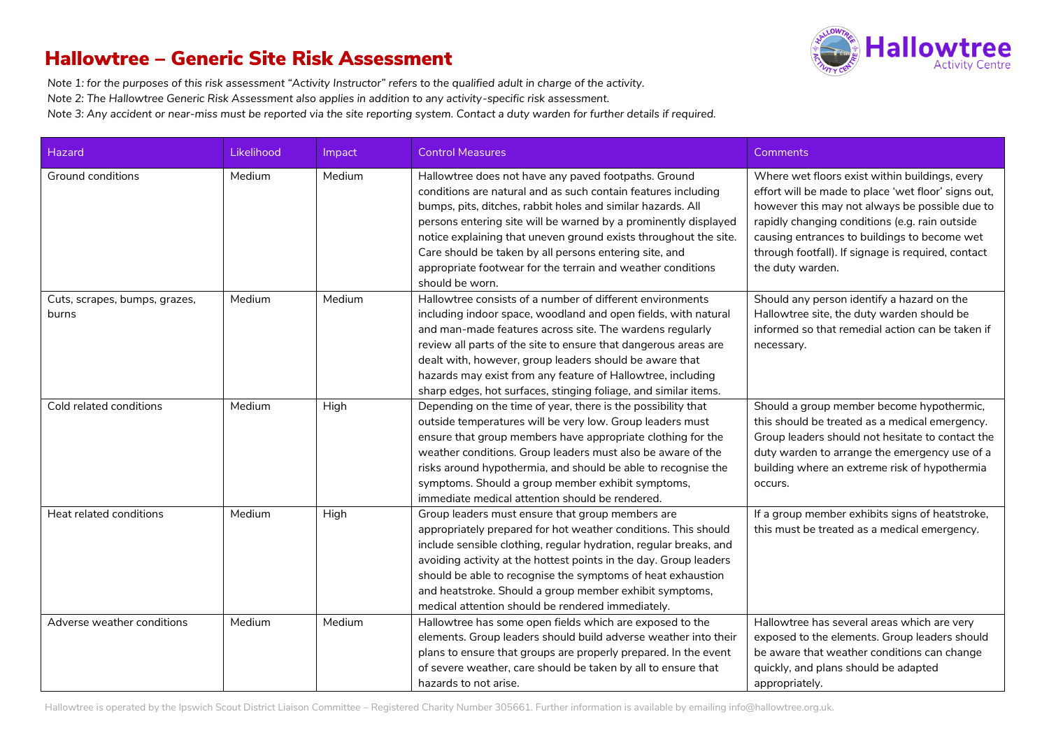# Hallowtree – Generic Site Risk Assessment

*Note 1: for the purposes of this risk assessment "Activity Instructor" refers to the qualified adult in charge of the activity.*

*Note 2: The Hallowtree Generic Risk Assessment also applies in addition to any activity-specific risk assessment.*

*Note 3: Any accident or near-miss must be reported via the site reporting system. Contact a duty warden for further details if required.*

| Hazard | Likelihood | Impact | Control Measures | Comments |
|---|---|---|---|---|
| Ground conditions | Medium | Medium | Hallowtree does not have any paved footpaths. Ground conditions are natural and as such contain features including bumps, pits, ditches, rabbit holes and similar hazards. All persons entering site will be warned by a prominently displayed notice explaining that uneven ground exists throughout the site. Care should be taken by all persons entering site, and appropriate footwear for the terrain and weather conditions should be worn. | Where wet floors exist within buildings, every effort will be made to place 'wet floor' signs out, however this may not always be possible due to rapidly changing conditions (e.g. rain outside causing entrances to buildings to become wet through footfall). If signage is required, contact the duty warden. |
| Cuts, scrapes, bumps, grazes, burns | Medium | Medium | Hallowtree consists of a number of different environments including indoor space, woodland and open fields, with natural and man-made features across site. The wardens regularly review all parts of the site to ensure that dangerous areas are dealt with, however, group leaders should be aware that hazards may exist from any feature of Hallowtree, including sharp edges, hot surfaces, stinging foliage, and similar items. | Should any person identify a hazard on the Hallowtree site, the duty warden should be informed so that remedial action can be taken if necessary. |
| Cold related conditions | Medium | High | Depending on the time of year, there is the possibility that outside temperatures will be very low. Group leaders must ensure that group members have appropriate clothing for the weather conditions. Group leaders must also be aware of the risks around hypothermia, and should be able to recognise the symptoms. Should a group member exhibit symptoms, immediate medical attention should be rendered. | Should a group member become hypothermic, this should be treated as a medical emergency. Group leaders should not hesitate to contact the duty warden to arrange the emergency use of a building where an extreme risk of hypothermia occurs. |
| Heat related conditions | Medium | High | Group leaders must ensure that group members are appropriately prepared for hot weather conditions. This should include sensible clothing, regular hydration, regular breaks, and avoiding activity at the hottest points in the day. Group leaders should be able to recognise the symptoms of heat exhaustion and heatstroke. Should a group member exhibit symptoms, medical attention should be rendered immediately. | If a group member exhibits signs of heatstroke, this must be treated as a medical emergency. |
| Adverse weather conditions | Medium | Medium | Hallowtree has some open fields which are exposed to the elements. Group leaders should build adverse weather into their plans to ensure that groups are properly prepared. In the event of severe weather, care should be taken by all to ensure that hazards to not arise. | Hallowtree has several areas which are very exposed to the elements. Group leaders should be aware that weather conditions can change quickly, and plans should be adapted appropriately. |

Hallowtree is operated by the Ipswich Scout District Liaison Committee – Registered Charity Number 305661. Further information is available by emailing info@hallowtree.org.uk.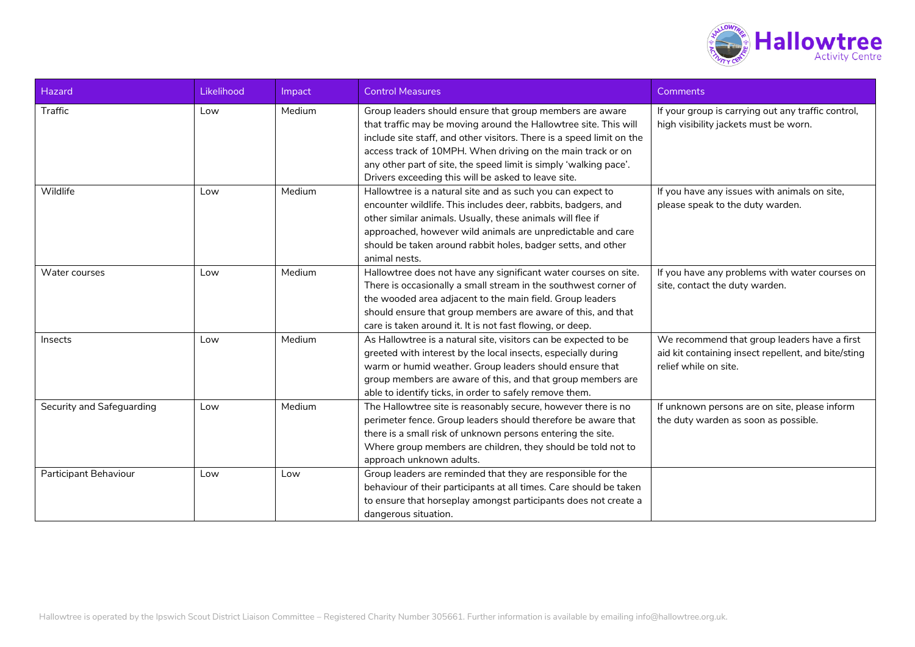| Hazard | Likelihood | Impact | Control Measures | Comments |
|---|---|---|---|---|
| Traffic | Low | Medium | Group leaders should ensure that group members are aware that traffic may be moving around the Hallowtree site. This will include site staff, and other visitors. There is a speed limit on the access track of 10MPH. When driving on the main track or on any other part of site, the speed limit is simply 'walking pace'. Drivers exceeding this will be asked to leave site. | If your group is carrying out any traffic control, high visibility jackets must be worn. |
| Wildlife | Low | Medium | Hallowtree is a natural site and as such you can expect to encounter wildlife. This includes deer, rabbits, badgers, and other similar animals. Usually, these animals will flee if approached, however wild animals are unpredictable and care should be taken around rabbit holes, badger setts, and other animal nests. | If you have any issues with animals on site, please speak to the duty warden. |
| Water courses | Low | Medium | Hallowtree does not have any significant water courses on site. There is occasionally a small stream in the southwest corner of the wooded area adjacent to the main field. Group leaders should ensure that group members are aware of this, and that care is taken around it. It is not fast flowing, or deep. | If you have any problems with water courses on site, contact the duty warden. |
| Insects | Low | Medium | As Hallowtree is a natural site, visitors can be expected to be greeted with interest by the local insects, especially during warm or humid weather. Group leaders should ensure that group members are aware of this, and that group members are able to identify ticks, in order to safely remove them. | We recommend that group leaders have a first aid kit containing insect repellent, and bite/sting relief while on site. |
| Security and Safeguarding | Low | Medium | The Hallowtree site is reasonably secure, however there is no perimeter fence. Group leaders should therefore be aware that there is a small risk of unknown persons entering the site. Where group members are children, they should be told not to approach unknown adults. | If unknown persons are on site, please inform the duty warden as soon as possible. |
| Participant Behaviour | Low | Low | Group leaders are reminded that they are responsible for the behaviour of their participants at all times. Care should be taken to ensure that horseplay amongst participants does not create a dangerous situation. | |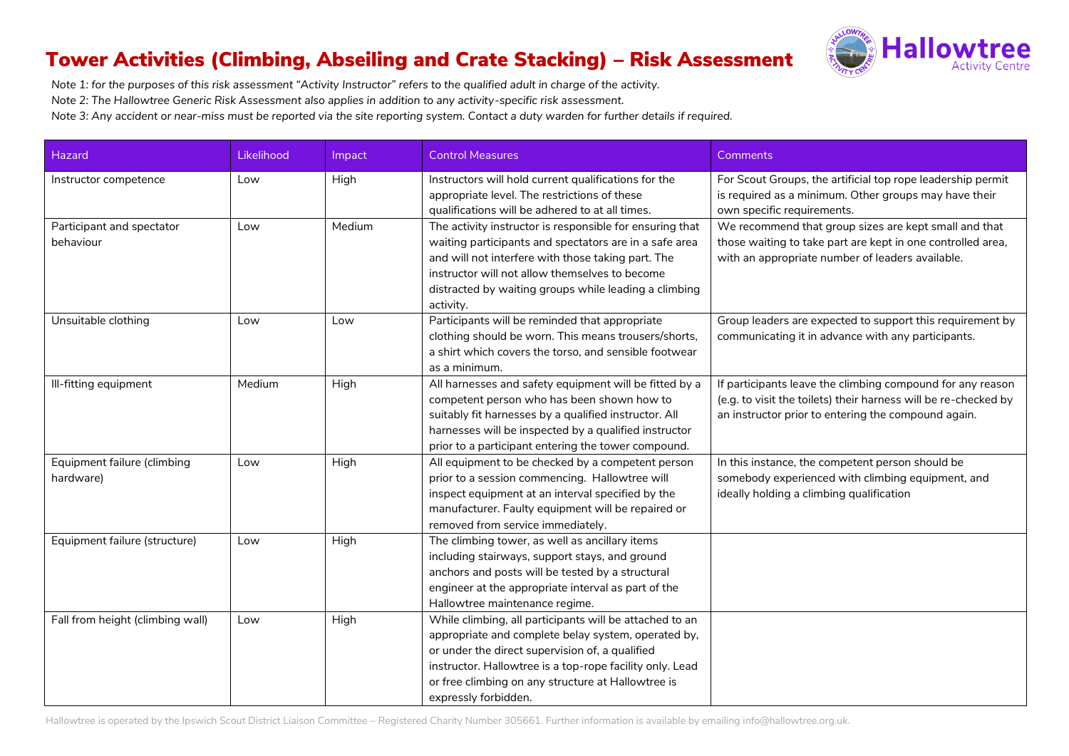# Tower Activities (Climbing, Abseiling and Crate Stacking) – Risk Assessment

*Note 1: for the purposes of this risk assessment "Activity Instructor" refers to the qualified adult in charge of the activity.*

*Note 2: The Hallowtree Generic Risk Assessment also applies in addition to any activity-specific risk assessment.*

*Note 3: Any accident or near-miss must be reported via the site reporting system. Contact a duty warden for further details if required.*

| Hazard | Likelihood | Impact | Control Measures | Comments |
|---|---|---|---|---|
| Instructor competence | Low | High | Instructors will hold current qualifications for the appropriate level. The restrictions of these qualifications will be adhered to at all times. | For Scout Groups, the artificial top rope leadership permit is required as a minimum. Other groups may have their own specific requirements. |
| Participant and spectator behaviour | Low | Medium | The activity instructor is responsible for ensuring that waiting participants and spectators are in a safe area and will not interfere with those taking part. The instructor will not allow themselves to become distracted by waiting groups while leading a climbing activity. | We recommend that group sizes are kept small and that those waiting to take part are kept in one controlled area, with an appropriate number of leaders available. |
| Unsuitable clothing | Low | Low | Participants will be reminded that appropriate clothing should be worn. This means trousers/shorts, a shirt which covers the torso, and sensible footwear as a minimum. | Group leaders are expected to support this requirement by communicating it in advance with any participants. |
| Ill-fitting equipment | Medium | High | All harnesses and safety equipment will be fitted by a competent person who has been shown how to suitably fit harnesses by a qualified instructor. All harnesses will be inspected by a qualified instructor prior to a participant entering the tower compound. | If participants leave the climbing compound for any reason (e.g. to visit the toilets) their harness will be re-checked by an instructor prior to entering the compound again. |
| Equipment failure (climbing hardware) | Low | High | All equipment to be checked by a competent person prior to a session commencing. Hallowtree will inspect equipment at an interval specified by the manufacturer. Faulty equipment will be repaired or removed from service immediately. | In this instance, the competent person should be somebody experienced with climbing equipment, and ideally holding a climbing qualification |
| Equipment failure (structure) | Low | High | The climbing tower, as well as ancillary items including stairways, support stays, and ground anchors and posts will be tested by a structural engineer at the appropriate interval as part of the Hallowtree maintenance regime. | |
| Fall from height (climbing wall) | Low | High | While climbing, all participants will be attached to an appropriate and complete belay system, operated by, or under the direct supervision of, a qualified instructor. Hallowtree is a top-rope facility only. Lead or free climbing on any structure at Hallowtree is expressly forbidden. | |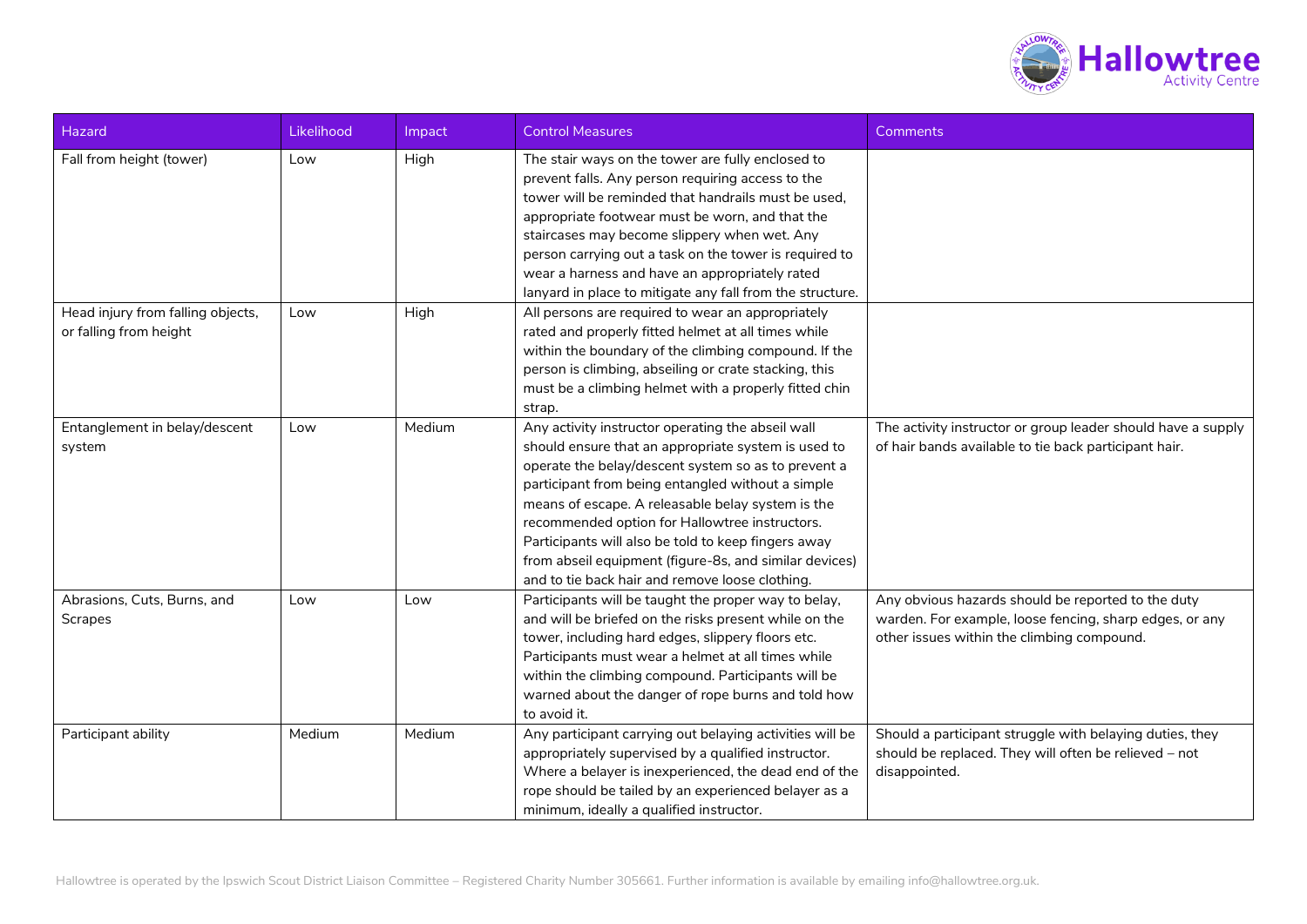| Hazard | Likelihood | Impact | Control Measures | Comments |
|---|---|---|---|---|
| Fall from height (tower) | Low | High | The stair ways on the tower are fully enclosed to prevent falls. Any person requiring access to the tower will be reminded that handrails must be used, appropriate footwear must be worn, and that the staircases may become slippery when wet. Any person carrying out a task on the tower is required to wear a harness and have an appropriately rated lanyard in place to mitigate any fall from the structure. | |
| Head injury from falling objects, or falling from height | Low | High | All persons are required to wear an appropriately rated and properly fitted helmet at all times while within the boundary of the climbing compound. If the person is climbing, abseiling or crate stacking, this must be a climbing helmet with a properly fitted chin strap. | |
| Entanglement in belay/descent system | Low | Medium | Any activity instructor operating the abseil wall should ensure that an appropriate system is used to operate the belay/descent system so as to prevent a participant from being entangled without a simple means of escape. A releasable belay system is the recommended option for Hallowtree instructors. Participants will also be told to keep fingers away from abseil equipment (figure-8s, and similar devices) and to tie back hair and remove loose clothing. | The activity instructor or group leader should have a supply of hair bands available to tie back participant hair. |
| Abrasions, Cuts, Burns, and Scrapes | Low | Low | Participants will be taught the proper way to belay, and will be briefed on the risks present while on the tower, including hard edges, slippery floors etc. Participants must wear a helmet at all times while within the climbing compound. Participants will be warned about the danger of rope burns and told how to avoid it. | Any obvious hazards should be reported to the duty warden. For example, loose fencing, sharp edges, or any other issues within the climbing compound. |
| Participant ability | Medium | Medium | Any participant carrying out belaying activities will be appropriately supervised by a qualified instructor. Where a belayer is inexperienced, the dead end of the rope should be tailed by an experienced belayer as a minimum, ideally a qualified instructor. | Should a participant struggle with belaying duties, they should be replaced. They will often be relieved – not disappointed. |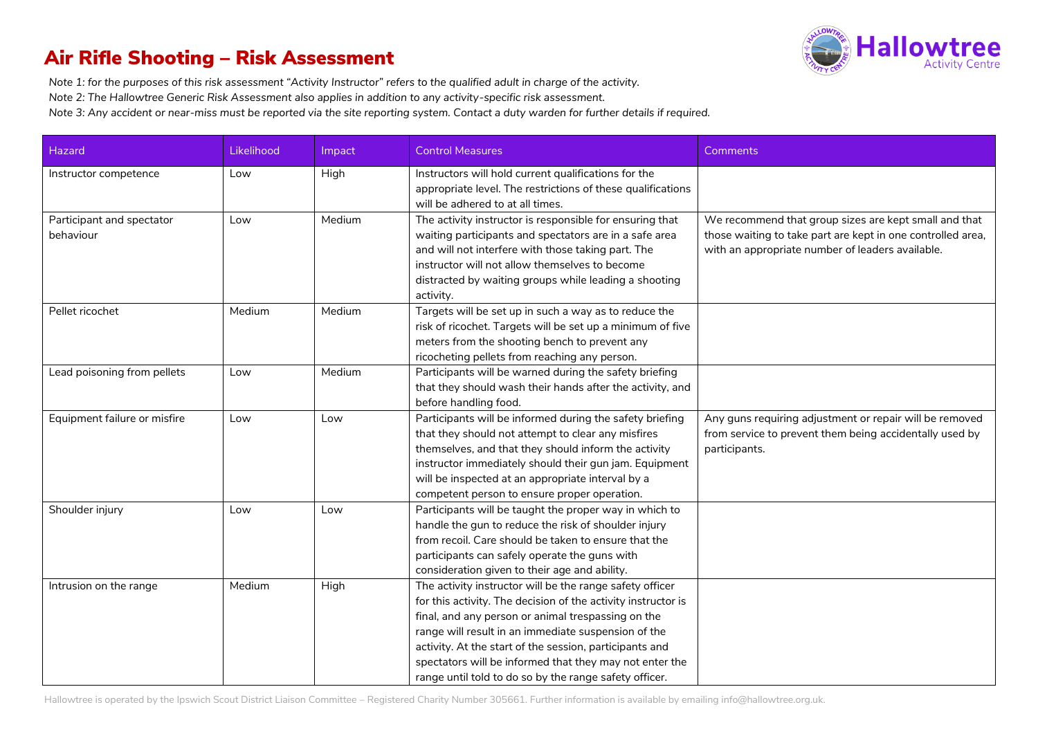# Air Rifle Shooting – Risk Assessment

*Note 1: for the purposes of this risk assessment "Activity Instructor" refers to the qualified adult in charge of the activity.*

*Note 2: The Hallowtree Generic Risk Assessment also applies in addition to any activity-specific risk assessment.*

*Note 3: Any accident or near-miss must be reported via the site reporting system. Contact a duty warden for further details if required.*

| Hazard | Likelihood | Impact | Control Measures | Comments |
|---|---|---|---|---|
| Instructor competence | Low | High | Instructors will hold current qualifications for the appropriate level. The restrictions of these qualifications will be adhered to at all times. | |
| Participant and spectator behaviour | Low | Medium | The activity instructor is responsible for ensuring that waiting participants and spectators are in a safe area and will not interfere with those taking part. The instructor will not allow themselves to become distracted by waiting groups while leading a shooting activity. | We recommend that group sizes are kept small and that those waiting to take part are kept in one controlled area, with an appropriate number of leaders available. |
| Pellet ricochet | Medium | Medium | Targets will be set up in such a way as to reduce the risk of ricochet. Targets will be set up a minimum of five meters from the shooting bench to prevent any ricocheting pellets from reaching any person. | |
| Lead poisoning from pellets | Low | Medium | Participants will be warned during the safety briefing that they should wash their hands after the activity, and before handling food. | |
| Equipment failure or misfire | Low | Low | Participants will be informed during the safety briefing that they should not attempt to clear any misfires themselves, and that they should inform the activity instructor immediately should their gun jam. Equipment will be inspected at an appropriate interval by a competent person to ensure proper operation. | Any guns requiring adjustment or repair will be removed from service to prevent them being accidentally used by participants. |
| Shoulder injury | Low | Low | Participants will be taught the proper way in which to handle the gun to reduce the risk of shoulder injury from recoil. Care should be taken to ensure that the participants can safely operate the guns with consideration given to their age and ability. | |
| Intrusion on the range | Medium | High | The activity instructor will be the range safety officer for this activity. The decision of the activity instructor is final, and any person or animal trespassing on the range will result in an immediate suspension of the activity. At the start of the session, participants and spectators will be informed that they may not enter the range until told to do so by the range safety officer. | |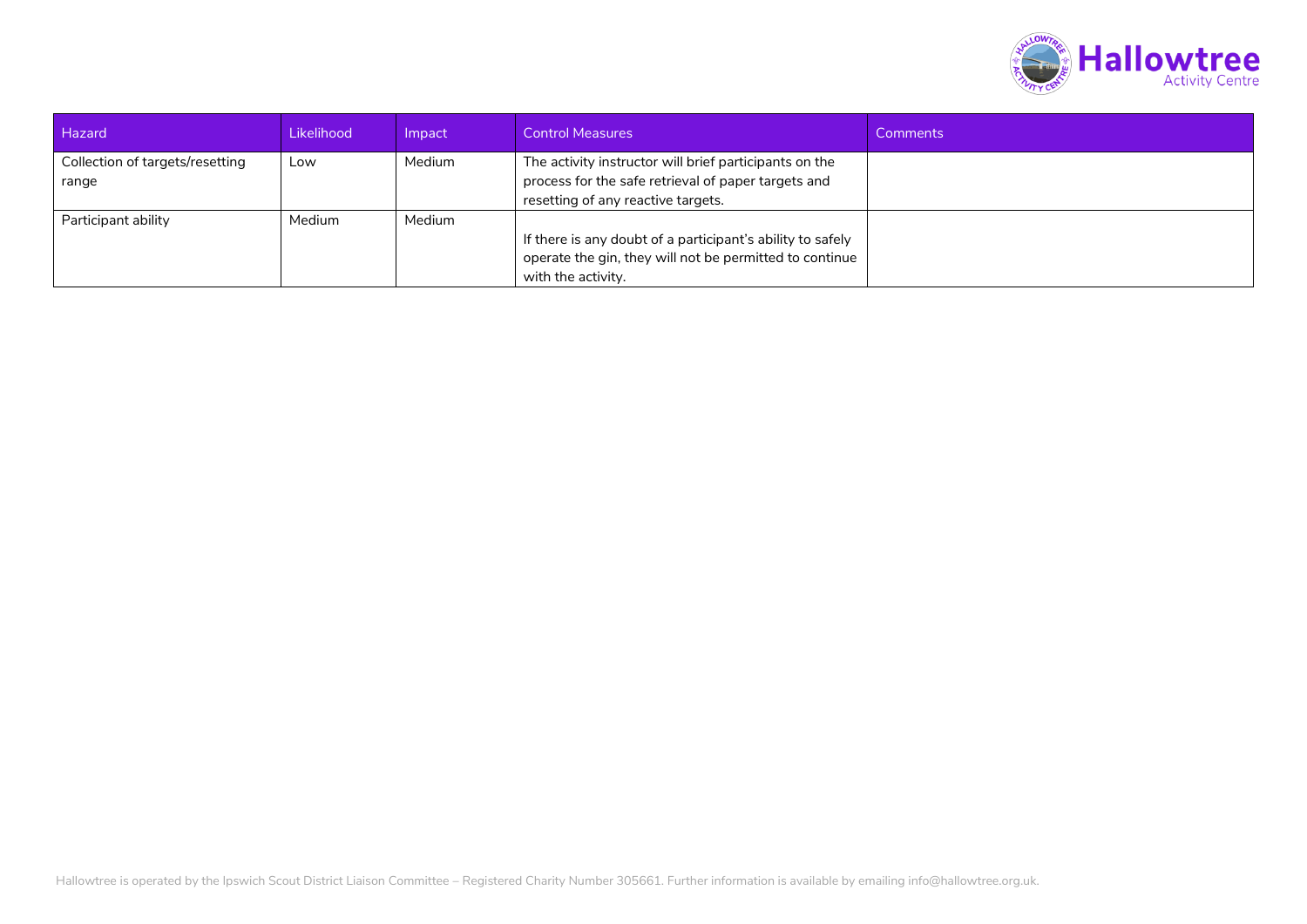| Hazard | Likelihood | Impact | Control Measures | Comments |
| --- | --- | --- | --- | --- |
| Collection of targets/resetting range | Low | Medium | The activity instructor will brief participants on the process for the safe retrieval of paper targets and resetting of any reactive targets. | |
| Participant ability | Medium | Medium | If there is any doubt of a participant's ability to safely operate the gin, they will not be permitted to continue with the activity. | |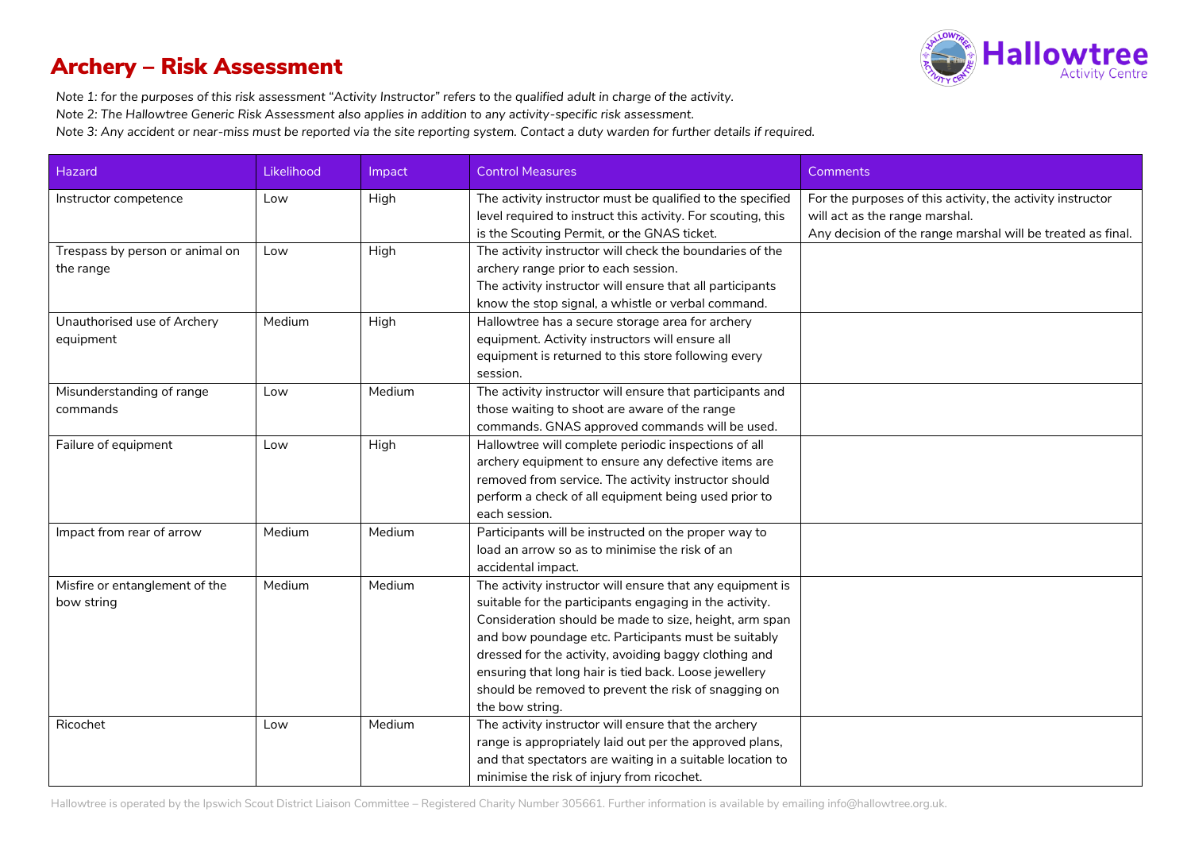# Archery – Risk Assessment

*Note 1: for the purposes of this risk assessment "Activity Instructor" refers to the qualified adult in charge of the activity.*

*Note 2: The Hallowtree Generic Risk Assessment also applies in addition to any activity-specific risk assessment.*

*Note 3: Any accident or near-miss must be reported via the site reporting system. Contact a duty warden for further details if required.*

| Hazard | Likelihood | Impact | Control Measures | Comments |
|---|---|---|---|---|
| Instructor competence | Low | High | The activity instructor must be qualified to the specified level required to instruct this activity. For scouting, this is the Scouting Permit, or the GNAS ticket. | For the purposes of this activity, the activity instructor will act as the range marshal.<br>Any decision of the range marshal will be treated as final. |
| Trespass by person or animal on the range | Low | High | The activity instructor will check the boundaries of the archery range prior to each session.<br>The activity instructor will ensure that all participants know the stop signal, a whistle or verbal command. | |
| Unauthorised use of Archery equipment | Medium | High | Hallowtree has a secure storage area for archery equipment. Activity instructors will ensure all equipment is returned to this store following every session. | |
| Misunderstanding of range commands | Low | Medium | The activity instructor will ensure that participants and those waiting to shoot are aware of the range commands. GNAS approved commands will be used. | |
| Failure of equipment | Low | High | Hallowtree will complete periodic inspections of all archery equipment to ensure any defective items are removed from service. The activity instructor should perform a check of all equipment being used prior to each session. | |
| Impact from rear of arrow | Medium | Medium | Participants will be instructed on the proper way to load an arrow so as to minimise the risk of an accidental impact. | |
| Misfire or entanglement of the bow string | Medium | Medium | The activity instructor will ensure that any equipment is suitable for the participants engaging in the activity. Consideration should be made to size, height, arm span and bow poundage etc. Participants must be suitably dressed for the activity, avoiding baggy clothing and ensuring that long hair is tied back. Loose jewellery should be removed to prevent the risk of snagging on the bow string. | |
| Ricochet | Low | Medium | The activity instructor will ensure that the archery range is appropriately laid out per the approved plans, and that spectators are waiting in a suitable location to minimise the risk of injury from ricochet. | |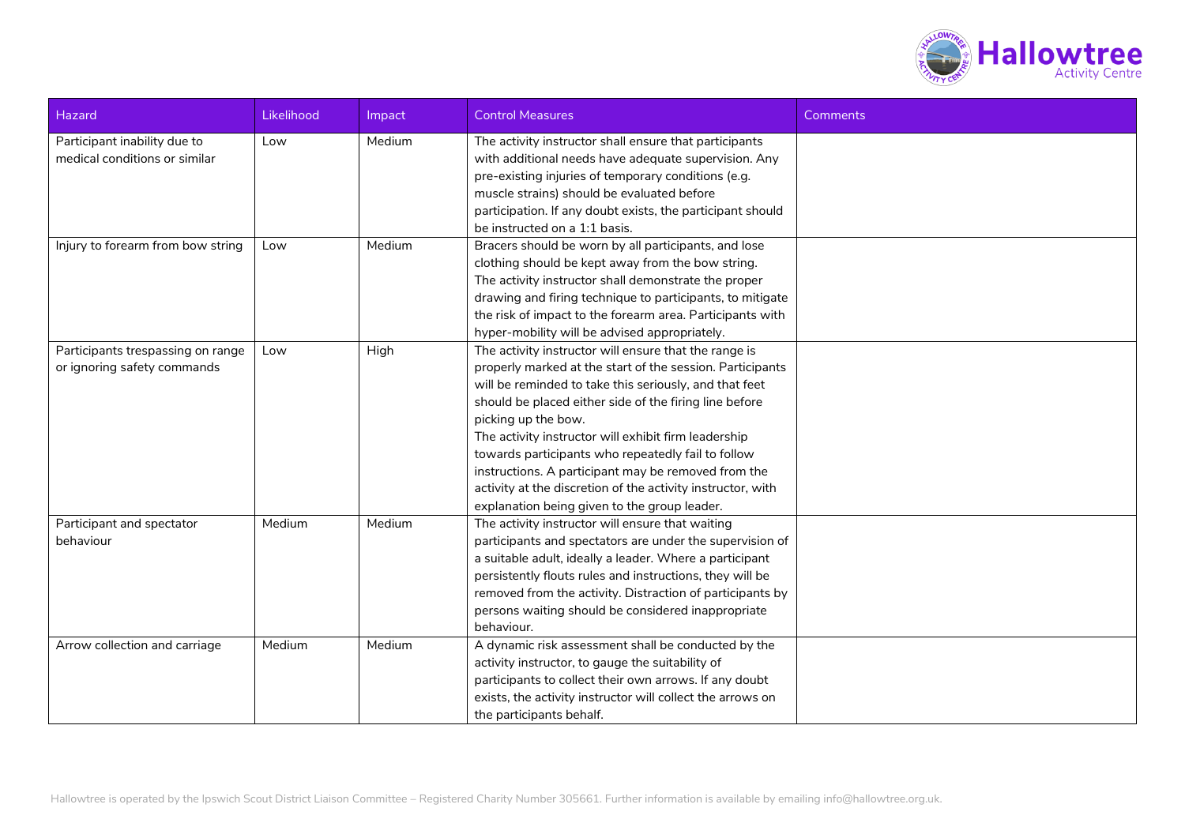| Hazard | Likelihood | Impact | Control Measures | Comments |
|---|---|---|---|---|
| Participant inability due to medical conditions or similar | Low | Medium | The activity instructor shall ensure that participants with additional needs have adequate supervision. Any pre-existing injuries of temporary conditions (e.g. muscle strains) should be evaluated before participation. If any doubt exists, the participant should be instructed on a 1:1 basis. | |
| Injury to forearm from bow string | Low | Medium | Bracers should be worn by all participants, and lose clothing should be kept away from the bow string. The activity instructor shall demonstrate the proper drawing and firing technique to participants, to mitigate the risk of impact to the forearm area. Participants with hyper-mobility will be advised appropriately. | |
| Participants trespassing on range or ignoring safety commands | Low | High | The activity instructor will ensure that the range is properly marked at the start of the session. Participants will be reminded to take this seriously, and that feet should be placed either side of the firing line before picking up the bow.<br>The activity instructor will exhibit firm leadership towards participants who repeatedly fail to follow instructions. A participant may be removed from the activity at the discretion of the activity instructor, with explanation being given to the group leader. | |
| Participant and spectator behaviour | Medium | Medium | The activity instructor will ensure that waiting participants and spectators are under the supervision of a suitable adult, ideally a leader. Where a participant persistently flouts rules and instructions, they will be removed from the activity. Distraction of participants by persons waiting should be considered inappropriate behaviour. | |
| Arrow collection and carriage | Medium | Medium | A dynamic risk assessment shall be conducted by the activity instructor, to gauge the suitability of participants to collect their own arrows. If any doubt exists, the activity instructor will collect the arrows on the participants behalf. | |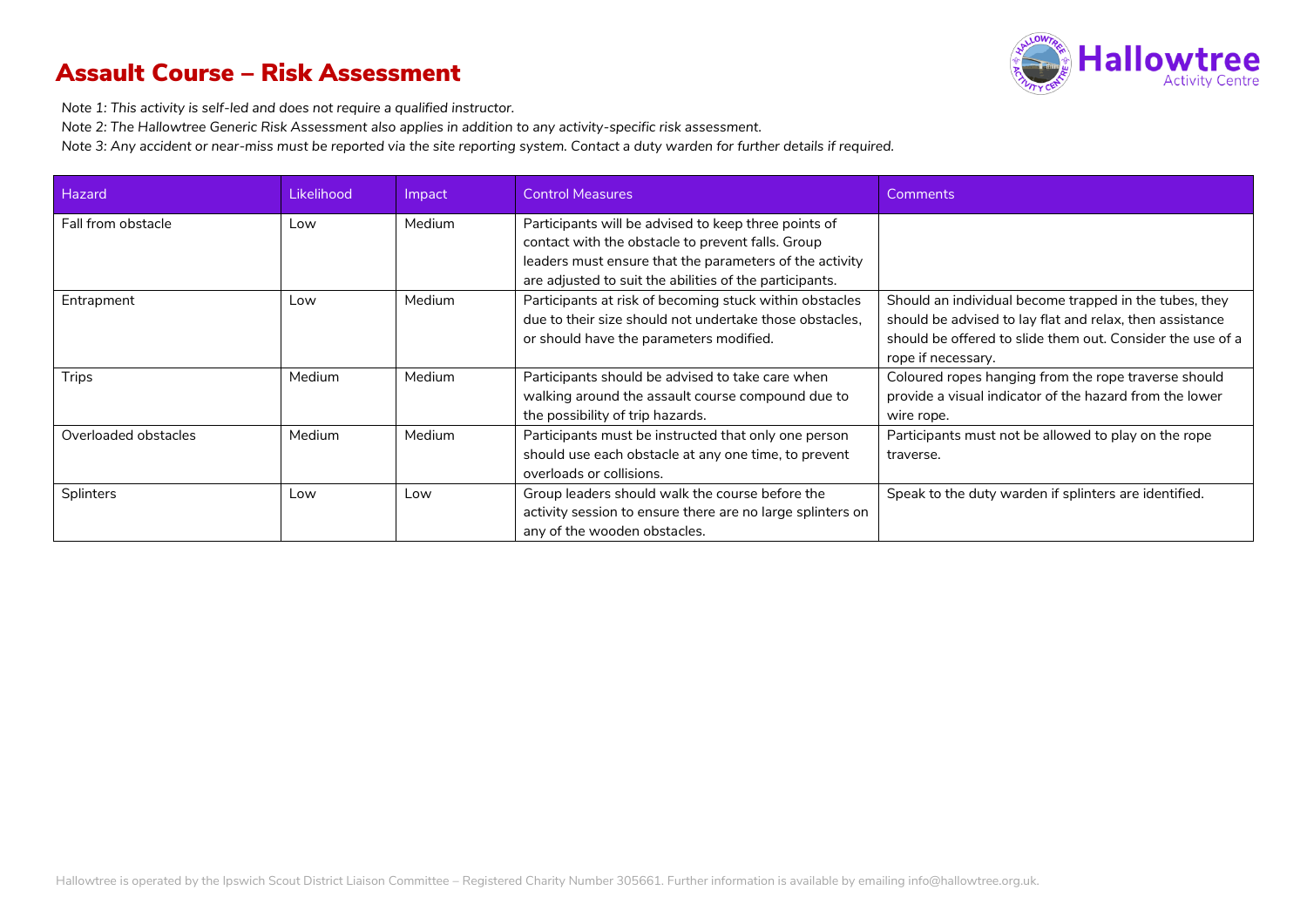# Assault Course – Risk Assessment

*Note 1: This activity is self-led and does not require a qualified instructor.*

*Note 2: The Hallowtree Generic Risk Assessment also applies in addition to any activity-specific risk assessment.*

*Note 3: Any accident or near-miss must be reported via the site reporting system. Contact a duty warden for further details if required.*

| Hazard | Likelihood | Impact | Control Measures | Comments |
|---|---|---|---|---|
| Fall from obstacle | Low | Medium | Participants will be advised to keep three points of contact with the obstacle to prevent falls. Group leaders must ensure that the parameters of the activity are adjusted to suit the abilities of the participants. | |
| Entrapment | Low | Medium | Participants at risk of becoming stuck within obstacles due to their size should not undertake those obstacles, or should have the parameters modified. | Should an individual become trapped in the tubes, they should be advised to lay flat and relax, then assistance should be offered to slide them out. Consider the use of a rope if necessary. |
| Trips | Medium | Medium | Participants should be advised to take care when walking around the assault course compound due to the possibility of trip hazards. | Coloured ropes hanging from the rope traverse should provide a visual indicator of the hazard from the lower wire rope. |
| Overloaded obstacles | Medium | Medium | Participants must be instructed that only one person should use each obstacle at any one time, to prevent overloads or collisions. | Participants must not be allowed to play on the rope traverse. |
| Splinters | Low | Low | Group leaders should walk the course before the activity session to ensure there are no large splinters on any of the wooden obstacles. | Speak to the duty warden if splinters are identified. |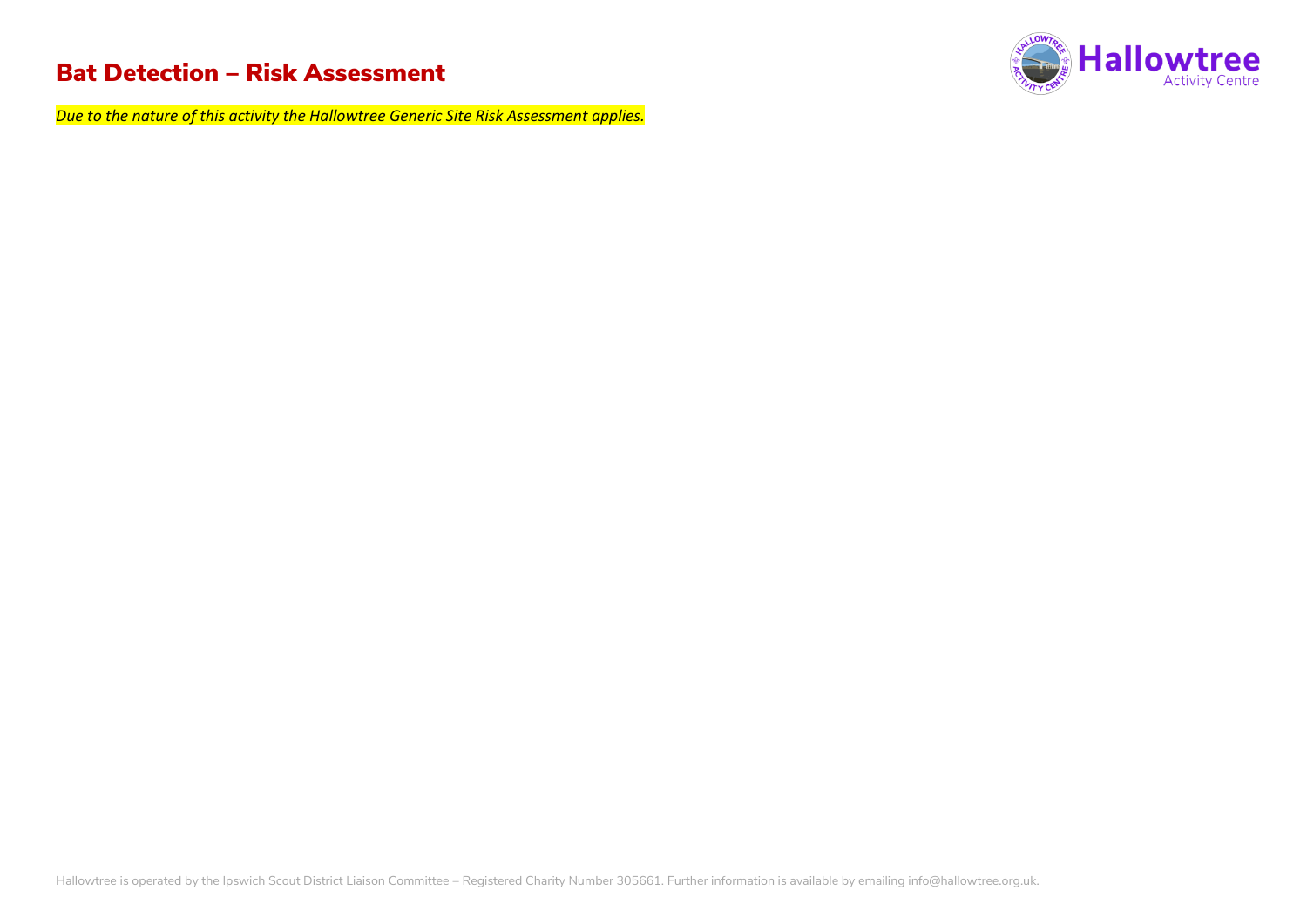# Bat Detection – Risk Assessment

*Due to the nature of this activity the Hallowtree Generic Site Risk Assessment applies.*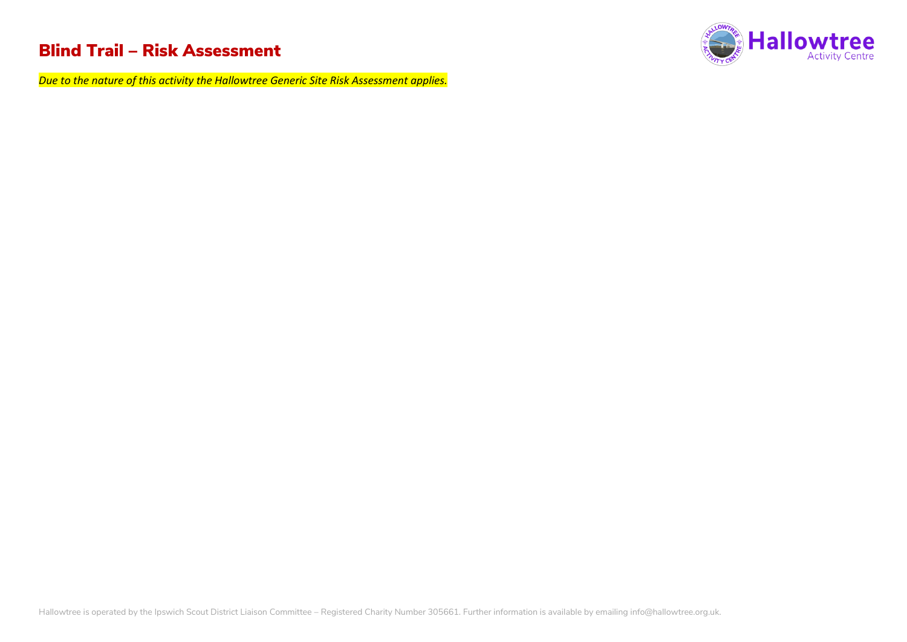# Blind Trail – Risk Assessment

*Due to the nature of this activity the Hallowtree Generic Site Risk Assessment applies.*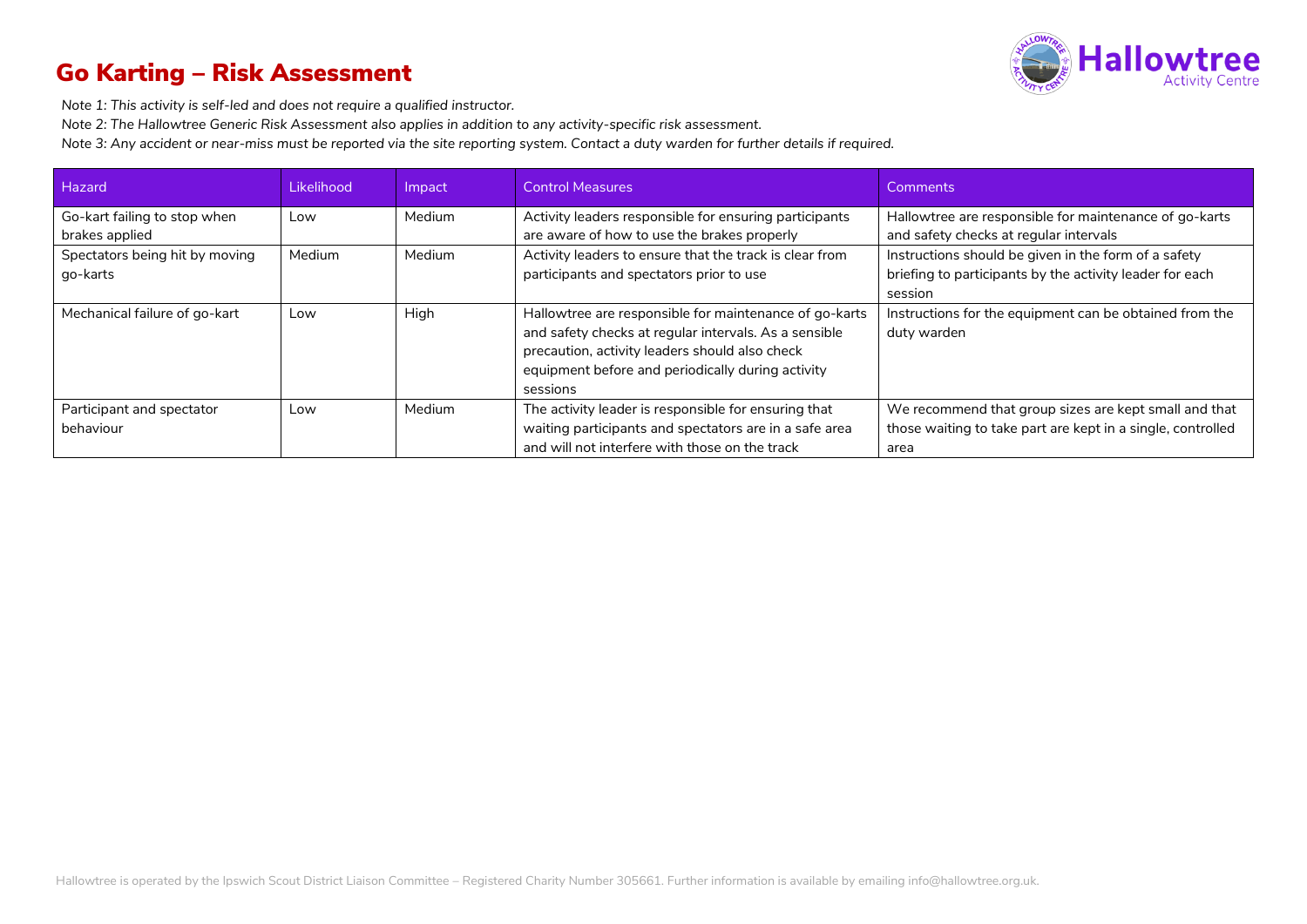# Go Karting – Risk Assessment

*Note 1: This activity is self-led and does not require a qualified instructor.*

*Note 2: The Hallowtree Generic Risk Assessment also applies in addition to any activity-specific risk assessment.*

*Note 3: Any accident or near-miss must be reported via the site reporting system. Contact a duty warden for further details if required.*

| Hazard | Likelihood | Impact | Control Measures | Comments |
|---|---|---|---|---|
| Go-kart failing to stop when brakes applied | Low | Medium | Activity leaders responsible for ensuring participants are aware of how to use the brakes properly | Hallowtree are responsible for maintenance of go-karts and safety checks at regular intervals |
| Spectators being hit by moving go-karts | Medium | Medium | Activity leaders to ensure that the track is clear from participants and spectators prior to use | Instructions should be given in the form of a safety briefing to participants by the activity leader for each session |
| Mechanical failure of go-kart | Low | High | Hallowtree are responsible for maintenance of go-karts and safety checks at regular intervals. As a sensible precaution, activity leaders should also check equipment before and periodically during activity sessions | Instructions for the equipment can be obtained from the duty warden |
| Participant and spectator behaviour | Low | Medium | The activity leader is responsible for ensuring that waiting participants and spectators are in a safe area and will not interfere with those on the track | We recommend that group sizes are kept small and that those waiting to take part are kept in a single, controlled area |

Hallowtree is operated by the Ipswich Scout District Liaison Committee – Registered Charity Number 305661. Further information is available by emailing info@hallowtree.org.uk.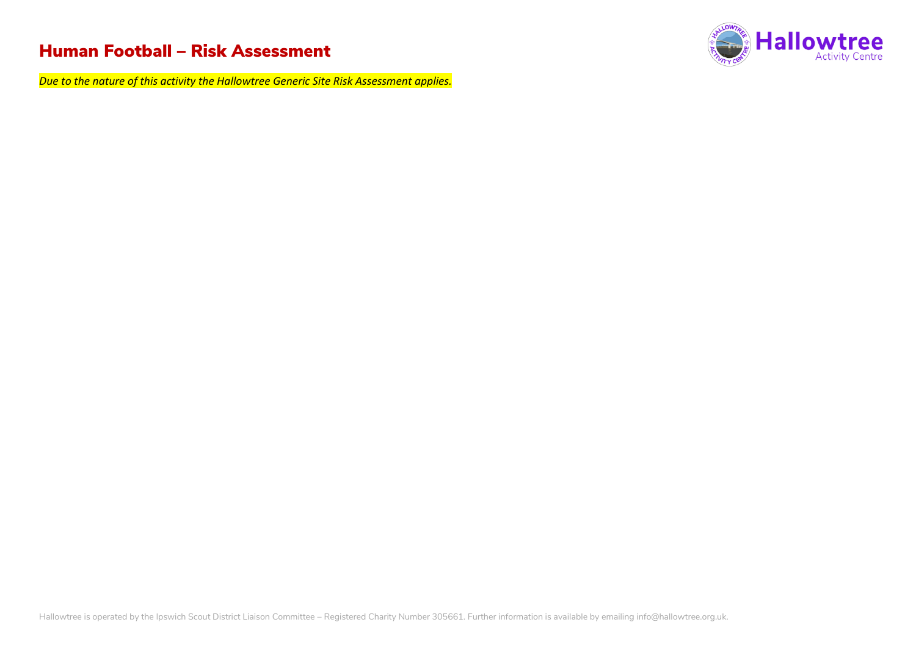# Human Football – Risk Assessment

*Due to the nature of this activity the Hallowtree Generic Site Risk Assessment applies.*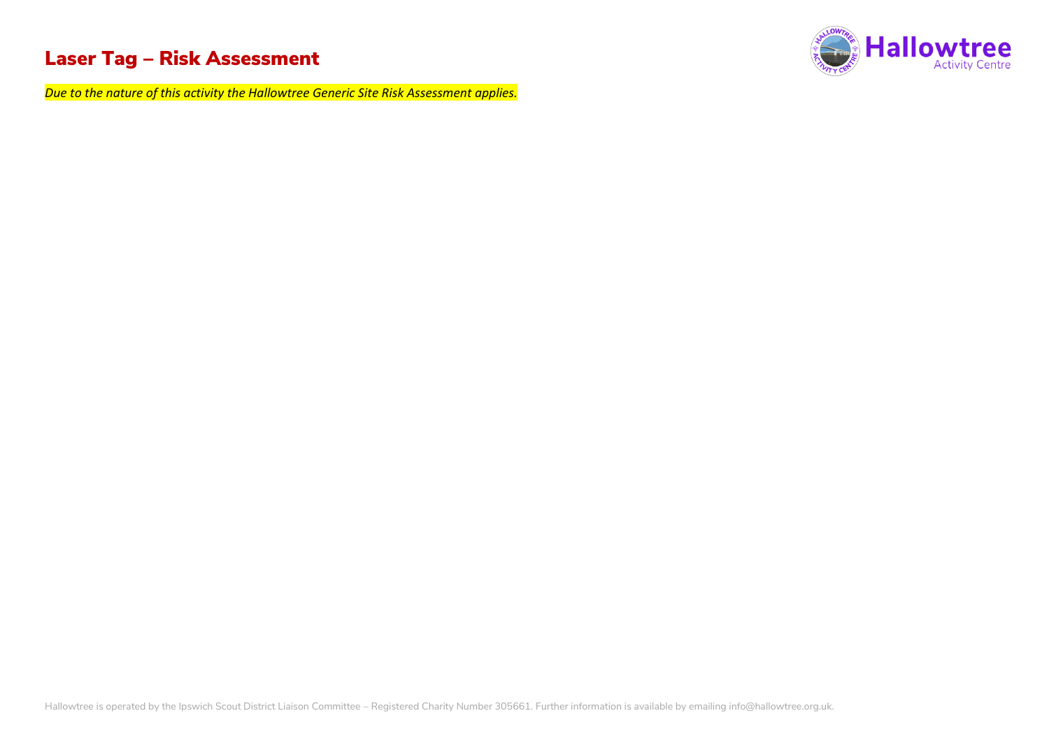# Laser Tag – Risk Assessment

*Due to the nature of this activity the Hallowtree Generic Site Risk Assessment applies.*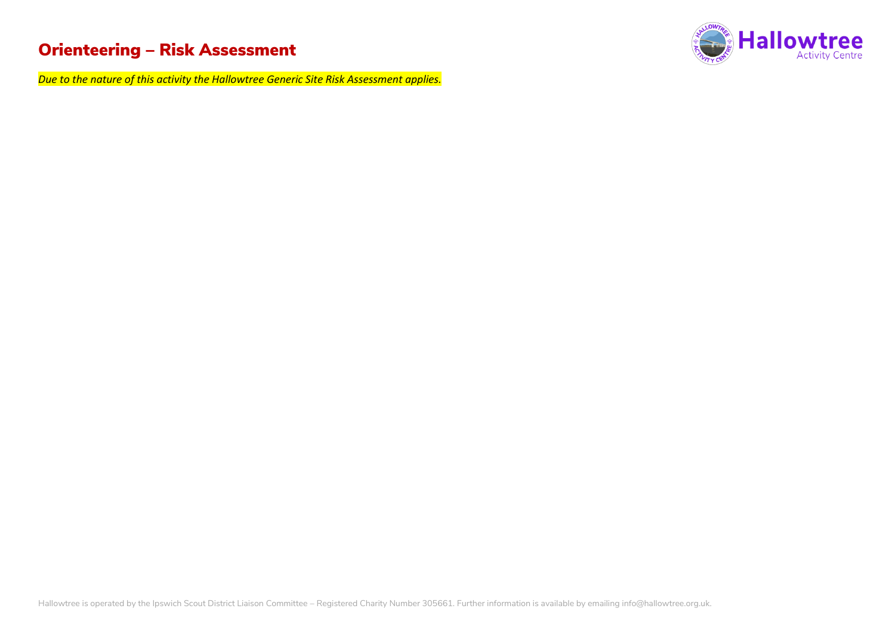# Orienteering – Risk Assessment

*Due to the nature of this activity the Hallowtree Generic Site Risk Assessment applies.*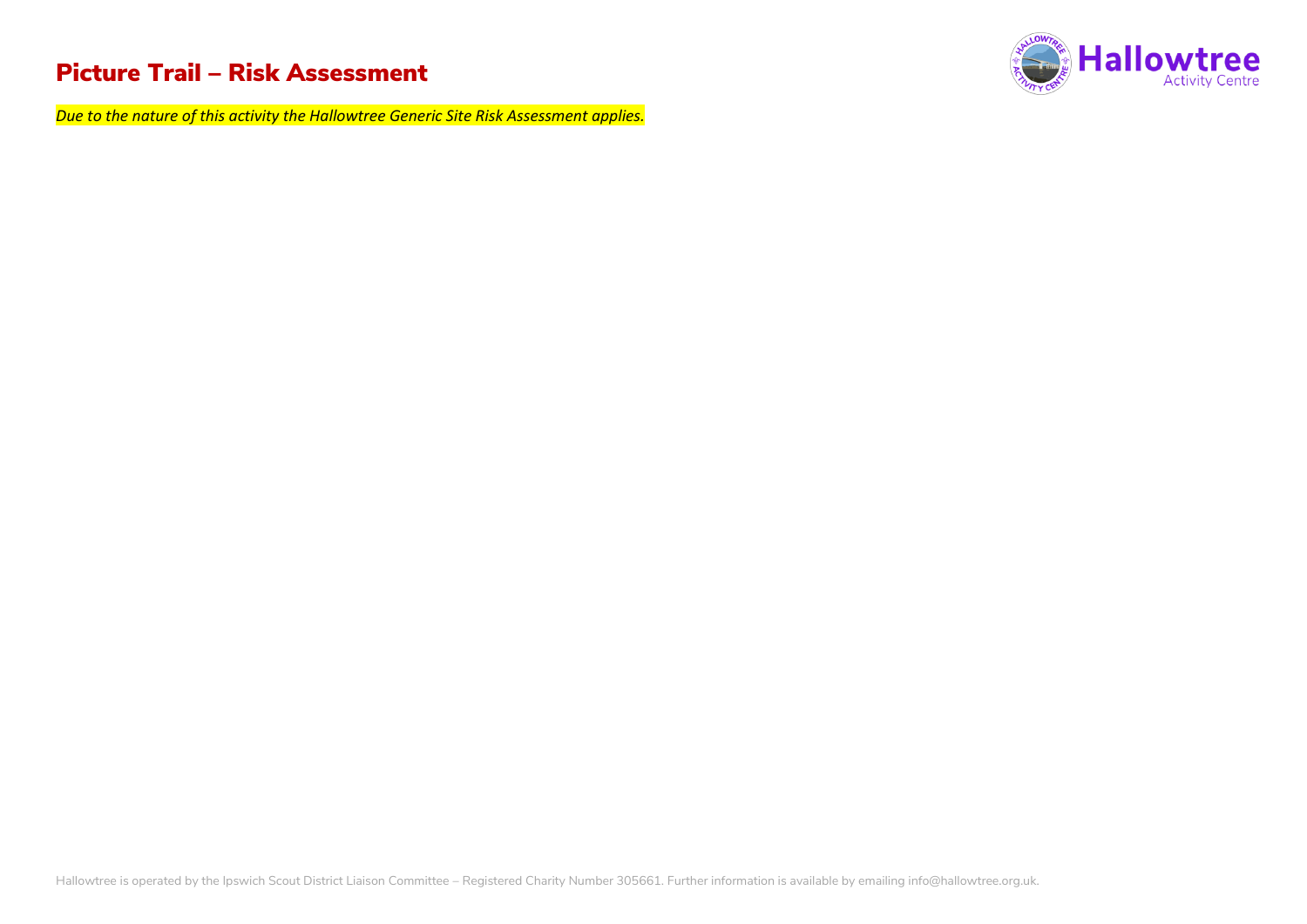# Picture Trail – Risk Assessment

*Due to the nature of this activity the Hallowtree Generic Site Risk Assessment applies.*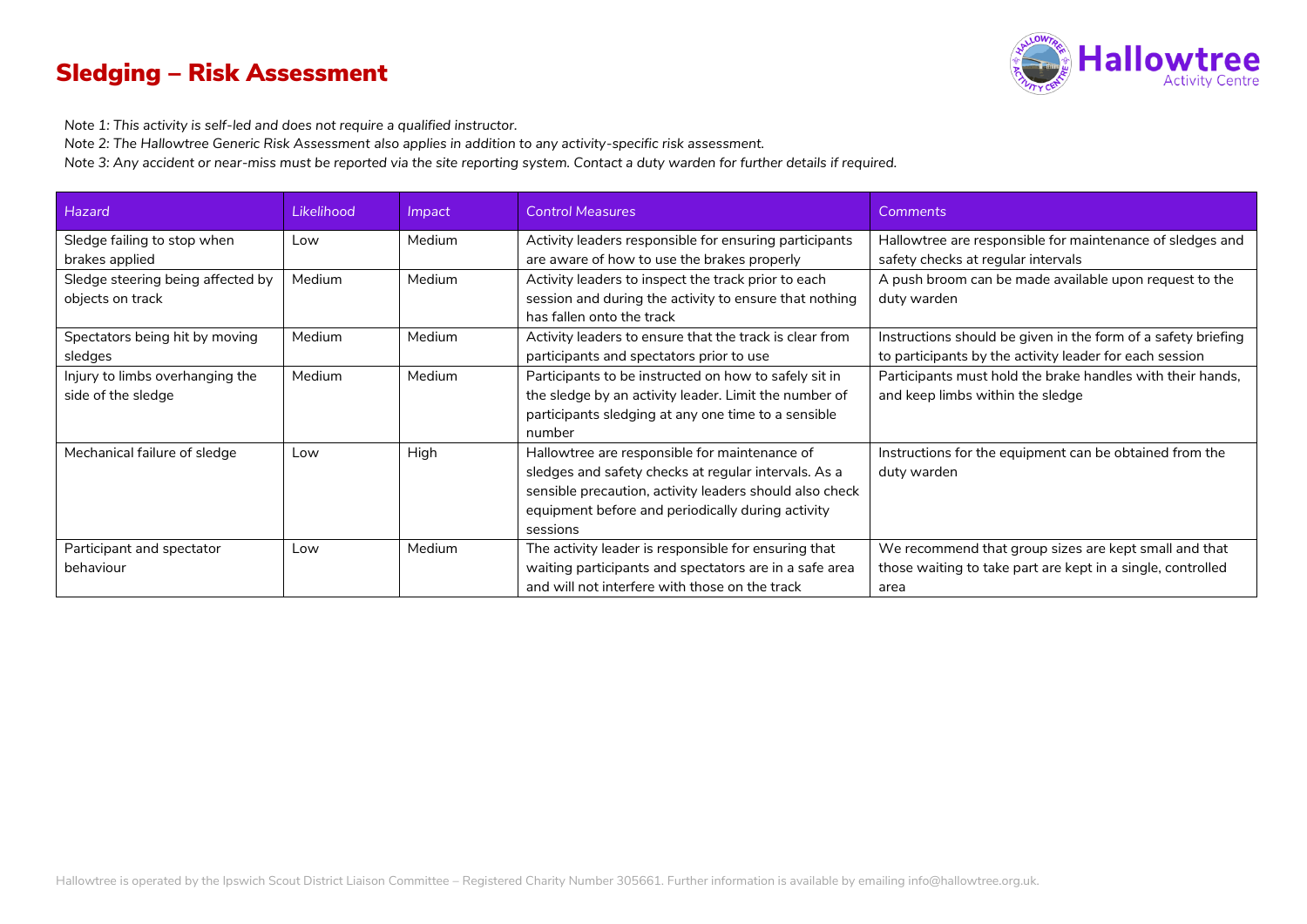# Sledging – Risk Assessment

*Note 1: This activity is self-led and does not require a qualified instructor.*
*Note 2: The Hallowtree Generic Risk Assessment also applies in addition to any activity-specific risk assessment.*
*Note 3: Any accident or near-miss must be reported via the site reporting system. Contact a duty warden for further details if required.*

| Hazard | Likelihood | Impact | Control Measures | Comments |
|---|---|---|---|---|
| Sledge failing to stop when brakes applied | Low | Medium | Activity leaders responsible for ensuring participants are aware of how to use the brakes properly | Hallowtree are responsible for maintenance of sledges and safety checks at regular intervals |
| Sledge steering being affected by objects on track | Medium | Medium | Activity leaders to inspect the track prior to each session and during the activity to ensure that nothing has fallen onto the track | A push broom can be made available upon request to the duty warden |
| Spectators being hit by moving sledges | Medium | Medium | Activity leaders to ensure that the track is clear from participants and spectators prior to use | Instructions should be given in the form of a safety briefing to participants by the activity leader for each session |
| Injury to limbs overhanging the side of the sledge | Medium | Medium | Participants to be instructed on how to safely sit in the sledge by an activity leader. Limit the number of participants sledging at any one time to a sensible number | Participants must hold the brake handles with their hands, and keep limbs within the sledge |
| Mechanical failure of sledge | Low | High | Hallowtree are responsible for maintenance of sledges and safety checks at regular intervals. As a sensible precaution, activity leaders should also check equipment before and periodically during activity sessions | Instructions for the equipment can be obtained from the duty warden |
| Participant and spectator behaviour | Low | Medium | The activity leader is responsible for ensuring that waiting participants and spectators are in a safe area and will not interfere with those on the track | We recommend that group sizes are kept small and that those waiting to take part are kept in a single, controlled area |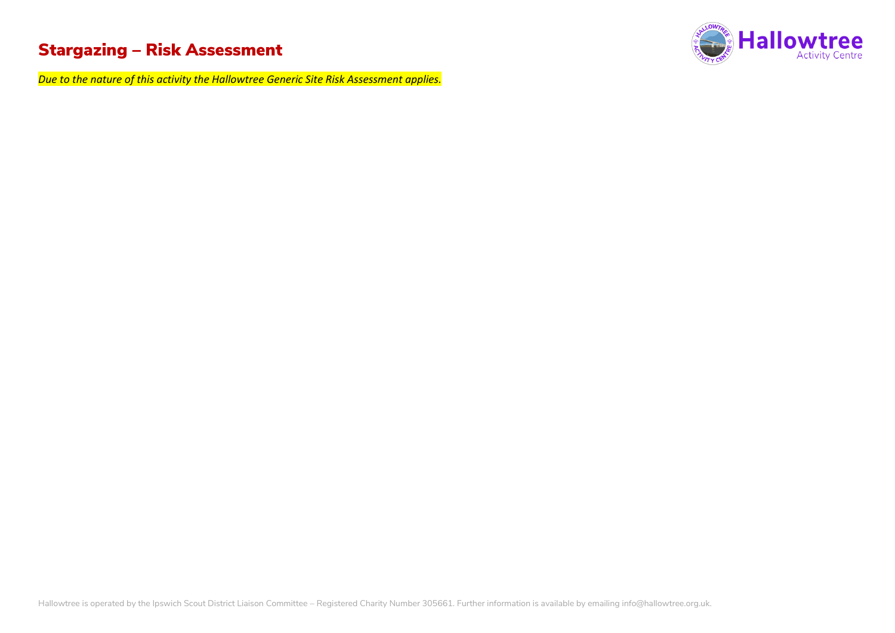# Stargazing – Risk Assessment

*Due to the nature of this activity the Hallowtree Generic Site Risk Assessment applies.*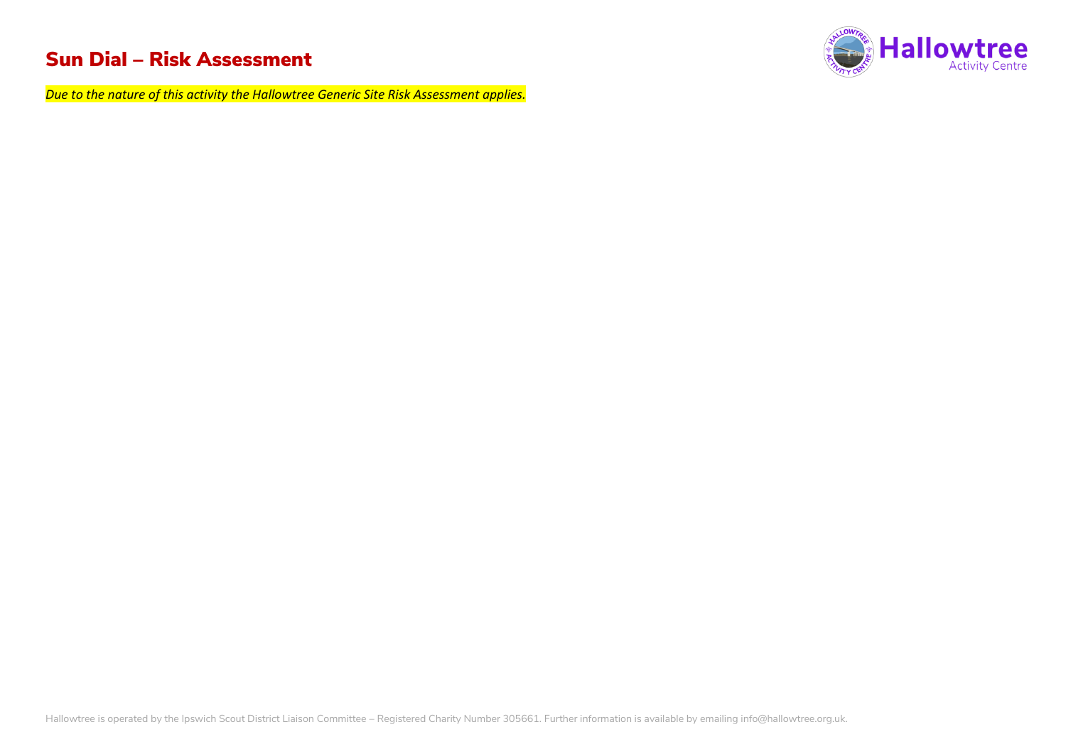# Sun Dial – Risk Assessment

*Due to the nature of this activity the Hallowtree Generic Site Risk Assessment applies.*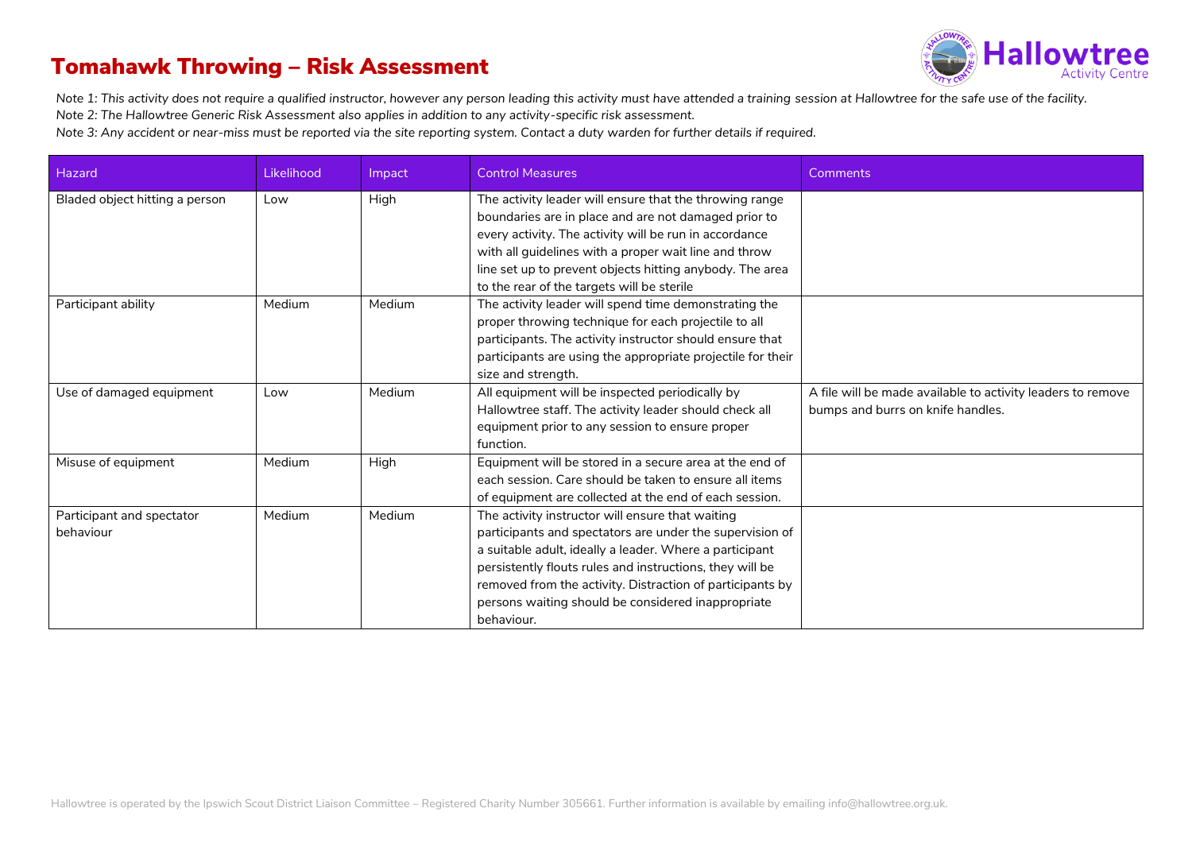# Tomahawk Throwing – Risk Assessment

*Note 1: This activity does not require a qualified instructor, however any person leading this activity must have attended a training session at Hallowtree for the safe use of the facility.*

*Note 2: The Hallowtree Generic Risk Assessment also applies in addition to any activity-specific risk assessment.*

*Note 3: Any accident or near-miss must be reported via the site reporting system. Contact a duty warden for further details if required.*

| Hazard | Likelihood | Impact | Control Measures | Comments |
|---|---|---|---|---|
| Bladed object hitting a person | Low | High | The activity leader will ensure that the throwing range boundaries are in place and are not damaged prior to every activity. The activity will be run in accordance with all guidelines with a proper wait line and throw line set up to prevent objects hitting anybody. The area to the rear of the targets will be sterile | |
| Participant ability | Medium | Medium | The activity leader will spend time demonstrating the proper throwing technique for each projectile to all participants. The activity instructor should ensure that participants are using the appropriate projectile for their size and strength. | |
| Use of damaged equipment | Low | Medium | All equipment will be inspected periodically by Hallowtree staff. The activity leader should check all equipment prior to any session to ensure proper function. | A file will be made available to activity leaders to remove bumps and burrs on knife handles. |
| Misuse of equipment | Medium | High | Equipment will be stored in a secure area at the end of each session. Care should be taken to ensure all items of equipment are collected at the end of each session. | |
| Participant and spectator behaviour | Medium | Medium | The activity instructor will ensure that waiting participants and spectators are under the supervision of a suitable adult, ideally a leader. Where a participant persistently flouts rules and instructions, they will be removed from the activity. Distraction of participants by persons waiting should be considered inappropriate behaviour. | |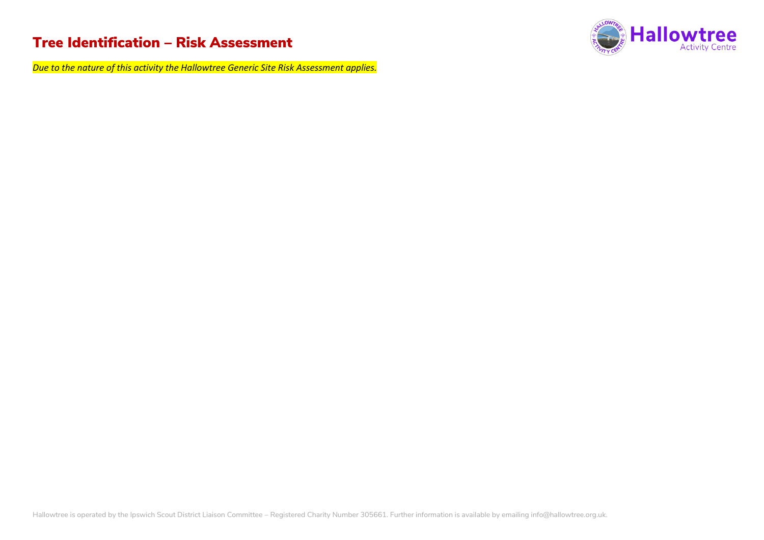# Tree Identification – Risk Assessment

*Due to the nature of this activity the Hallowtree Generic Site Risk Assessment applies.*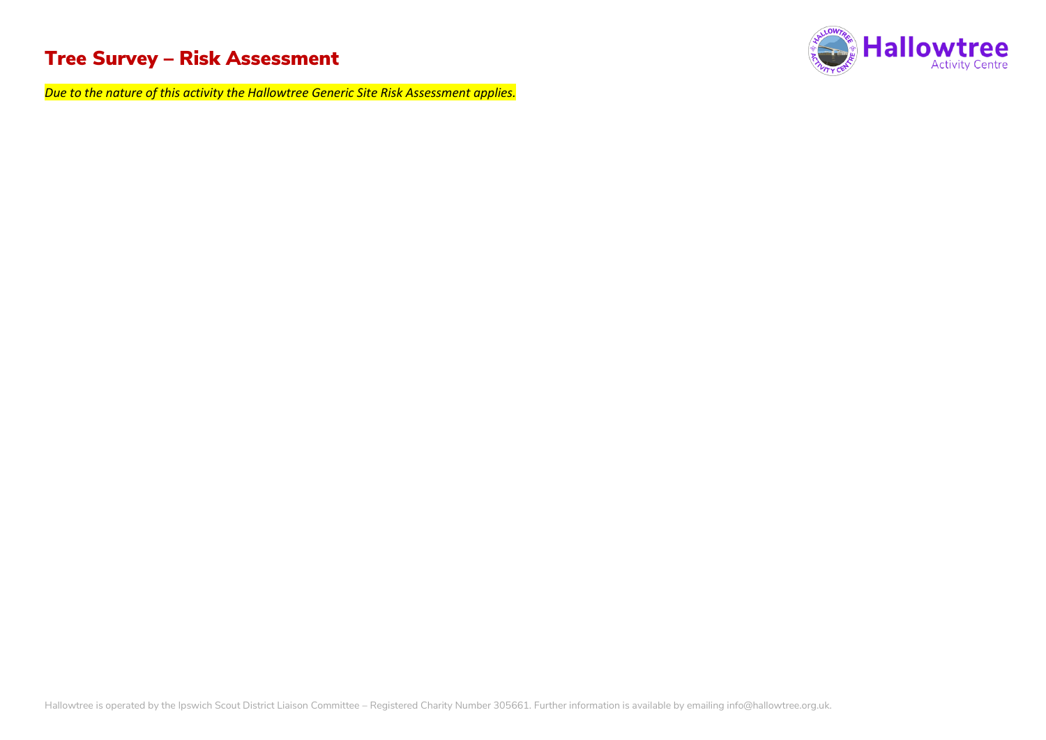# Tree Survey – Risk Assessment

*Due to the nature of this activity the Hallowtree Generic Site Risk Assessment applies.*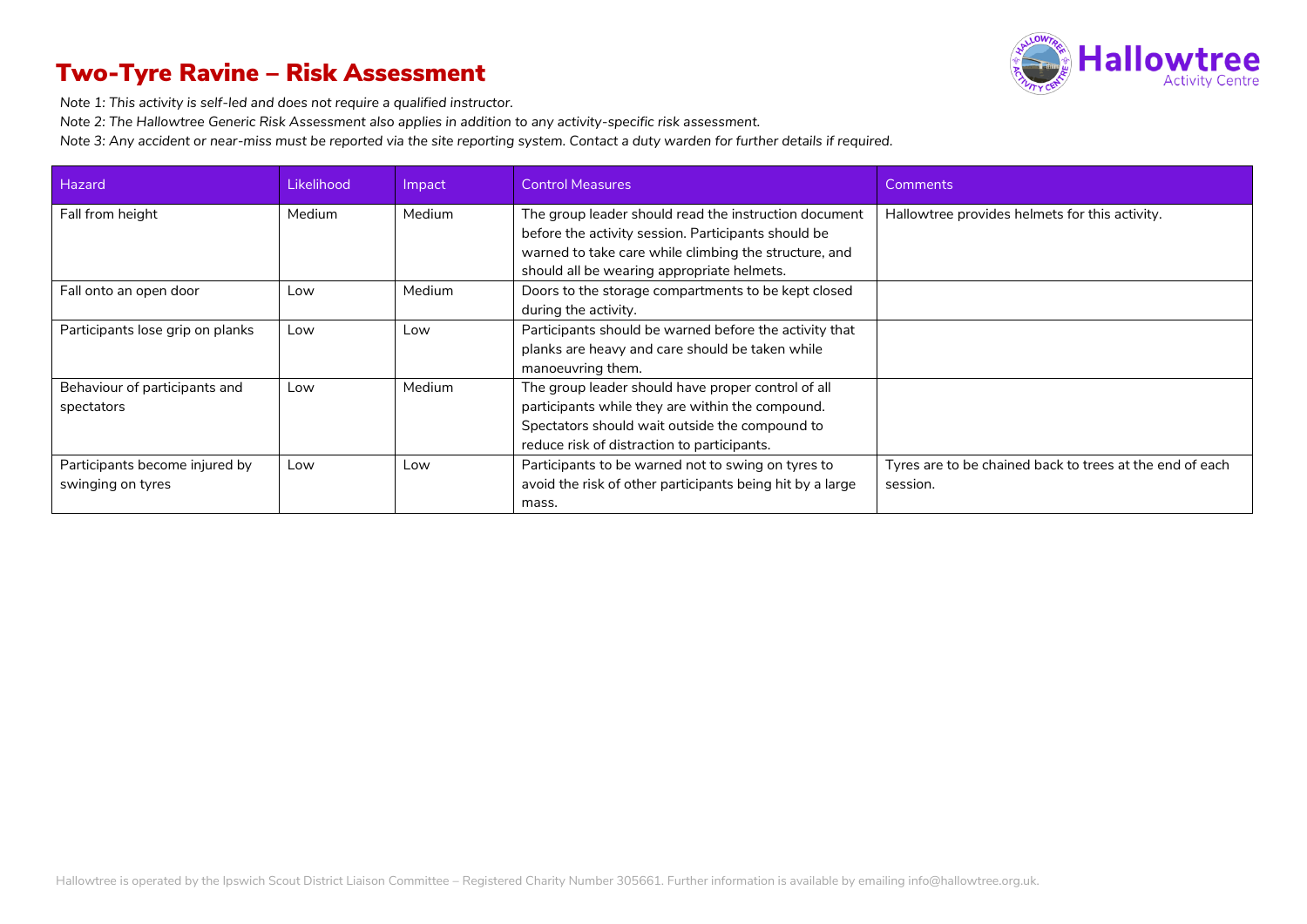# Two-Tyre Ravine – Risk Assessment

*Note 1: This activity is self-led and does not require a qualified instructor.*

*Note 2: The Hallowtree Generic Risk Assessment also applies in addition to any activity-specific risk assessment.*

*Note 3: Any accident or near-miss must be reported via the site reporting system. Contact a duty warden for further details if required.*

| Hazard | Likelihood | Impact | Control Measures | Comments |
|---|---|---|---|---|
| Fall from height | Medium | Medium | The group leader should read the instruction document before the activity session. Participants should be warned to take care while climbing the structure, and should all be wearing appropriate helmets. | Hallowtree provides helmets for this activity. |
| Fall onto an open door | Low | Medium | Doors to the storage compartments to be kept closed during the activity. | |
| Participants lose grip on planks | Low | Low | Participants should be warned before the activity that planks are heavy and care should be taken while manoeuvring them. | |
| Behaviour of participants and spectators | Low | Medium | The group leader should have proper control of all participants while they are within the compound. Spectators should wait outside the compound to reduce risk of distraction to participants. | |
| Participants become injured by swinging on tyres | Low | Low | Participants to be warned not to swing on tyres to avoid the risk of other participants being hit by a large mass. | Tyres are to be chained back to trees at the end of each session. |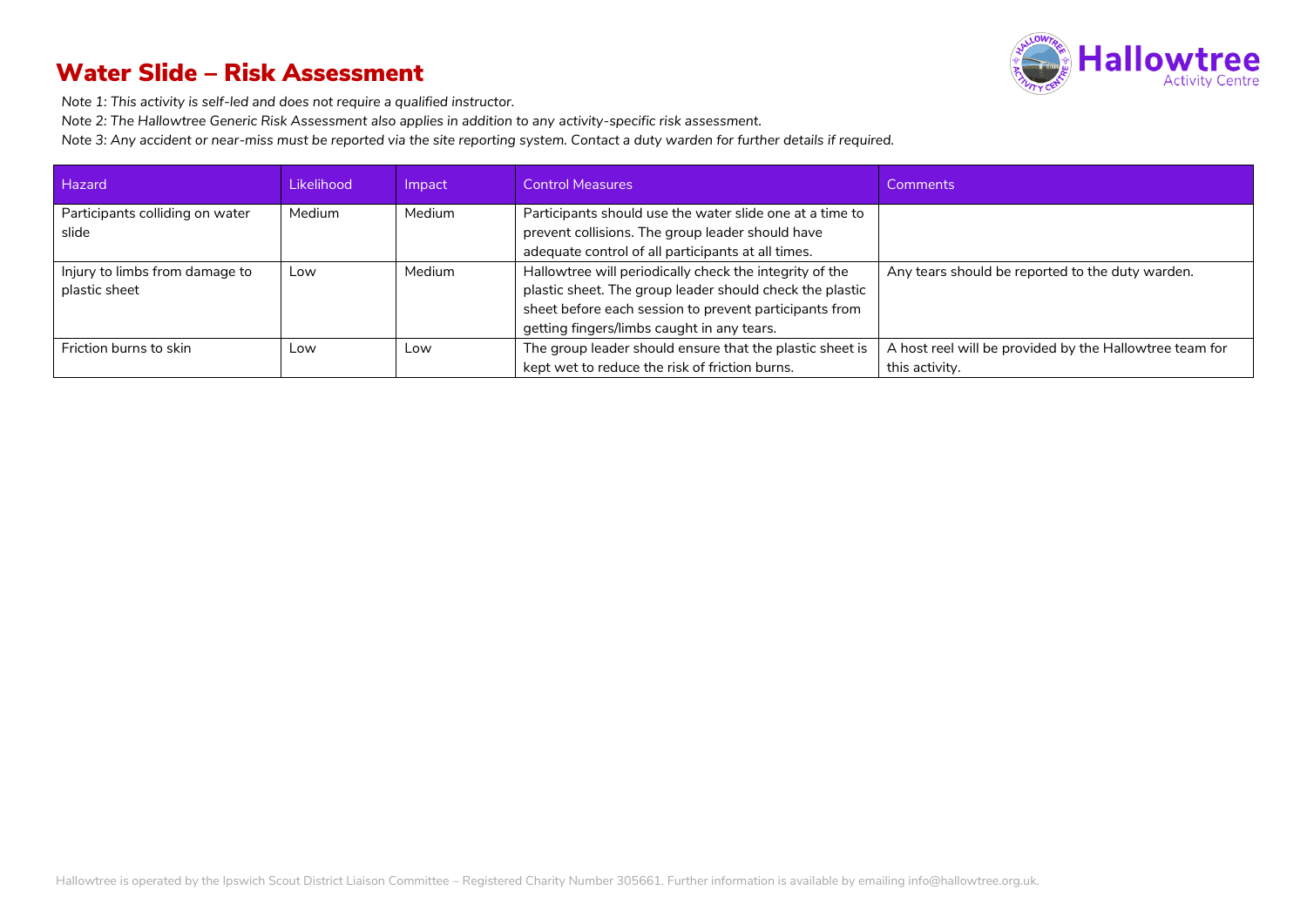# Water Slide – Risk Assessment

*Note 1: This activity is self-led and does not require a qualified instructor.*

*Note 2: The Hallowtree Generic Risk Assessment also applies in addition to any activity-specific risk assessment.*

*Note 3: Any accident or near-miss must be reported via the site reporting system. Contact a duty warden for further details if required.*

| Hazard | Likelihood | Impact | Control Measures | Comments |
|---|---|---|---|---|
| Participants colliding on water slide | Medium | Medium | Participants should use the water slide one at a time to prevent collisions. The group leader should have adequate control of all participants at all times. | |
| Injury to limbs from damage to plastic sheet | Low | Medium | Hallowtree will periodically check the integrity of the plastic sheet. The group leader should check the plastic sheet before each session to prevent participants from getting fingers/limbs caught in any tears. | Any tears should be reported to the duty warden. |
| Friction burns to skin | Low | Low | The group leader should ensure that the plastic sheet is kept wet to reduce the risk of friction burns. | A host reel will be provided by the Hallowtree team for this activity. |